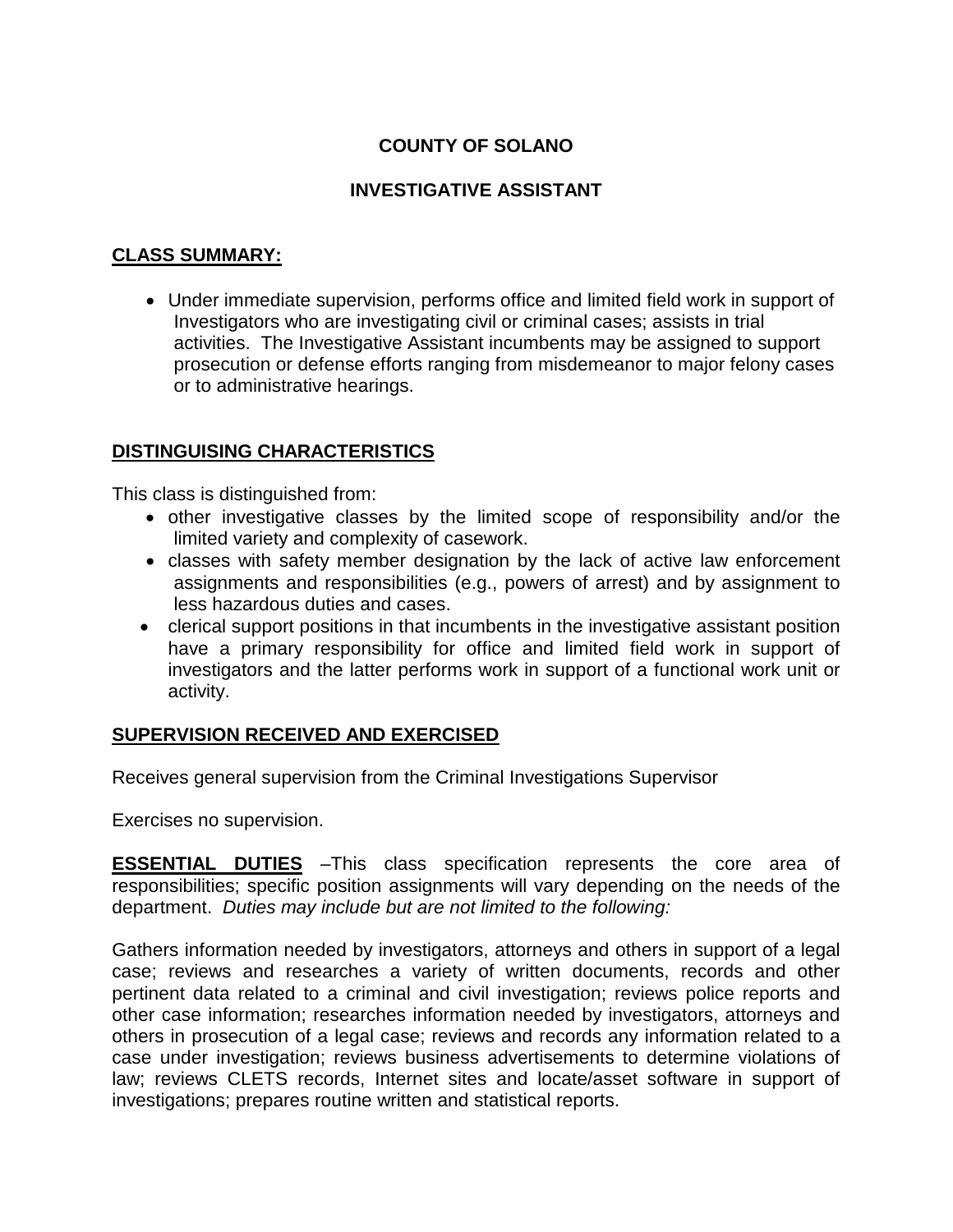# COUNTY OF SOLANO

## INVESTIGATIVE ASSISTANT

### CLASS SUMMARY:

- Under immediate supervision, performs office and limited field work in support of Investigators who are investigating civil or criminal cases; assists in trial activities. The Investigative Assistant incumbents may be assigned to support prosecution or defense efforts ranging from misdemeanor to major felony cases or to administrative hearings.

### DISTINGUISING CHARACTERISTICS

This class is distinguished from:

- other investigative classes by the limited scope of responsibility and/or the limited variety and complexity of casework.
- classes with safety member designation by the lack of active law enforcement assignments and responsibilities (e.g., powers of arrest) and by assignment to less hazardous duties and cases.
- clerical support positions in that incumbents in the investigative assistant position have a primary responsibility for office and limited field work in support of investigators and the latter performs work in support of a functional work unit or activity.

### SUPERVISION RECEIVED AND EXERCISED

Receives general supervision from the Criminal Investigations Supervisor

Exercises no supervision.

**ESSENTIAL DUTIES** –This class specification represents the core area of responsibilities; specific position assignments will vary depending on the needs of the department. *Duties may include but are not limited to the following:*

Gathers information needed by investigators, attorneys and others in support of a legal case; reviews and researches a variety of written documents, records and other pertinent data related to a criminal and civil investigation; reviews police reports and other case information; researches information needed by investigators, attorneys and others in prosecution of a legal case; reviews and records any information related to a case under investigation; reviews business advertisements to determine violations of law; reviews CLETS records, Internet sites and locate/asset software in support of investigations; prepares routine written and statistical reports.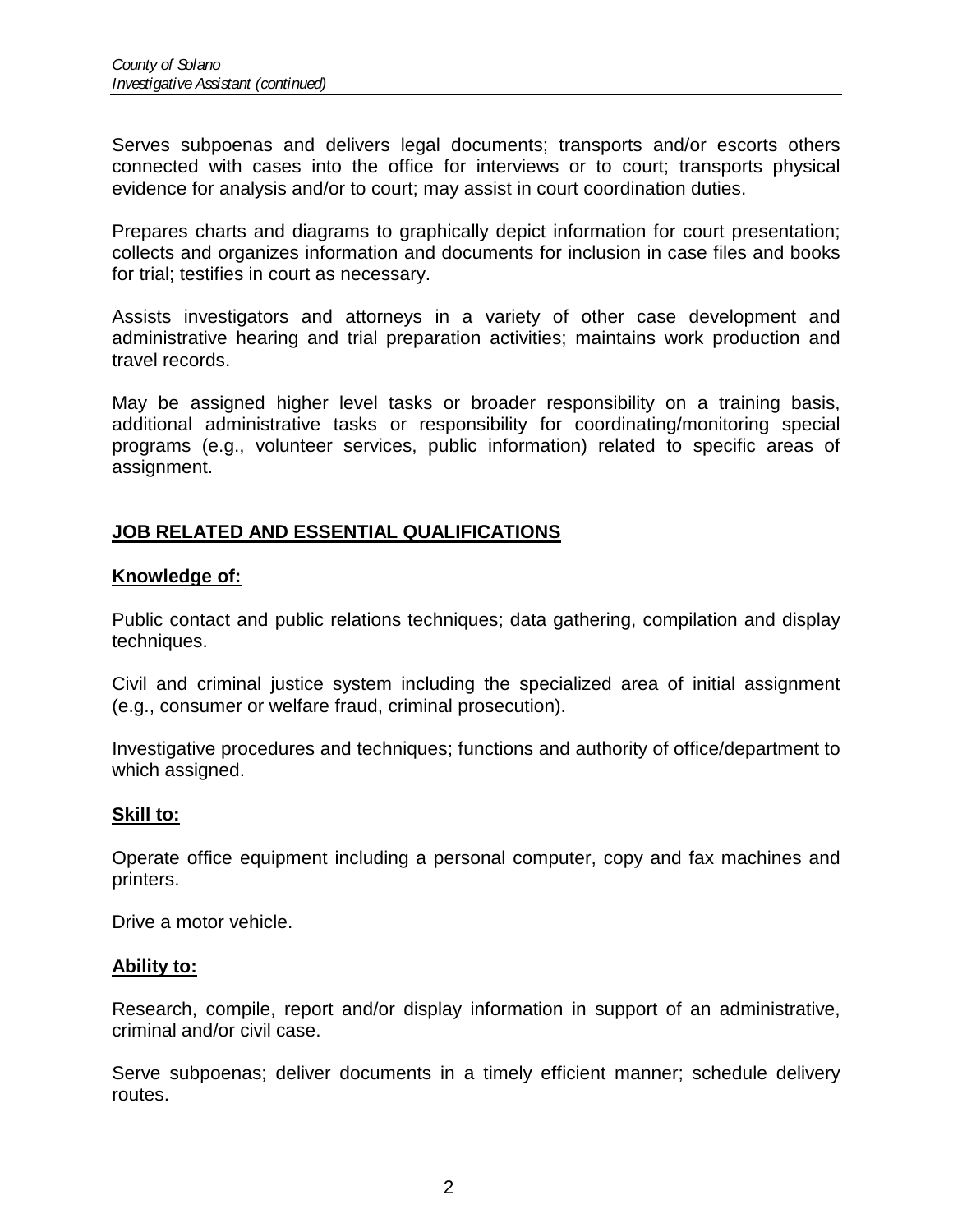Serves subpoenas and delivers legal documents; transports and/or escorts others connected with cases into the office for interviews or to court; transports physical evidence for analysis and/or to court; may assist in court coordination duties.

Prepares charts and diagrams to graphically depict information for court presentation; collects and organizes information and documents for inclusion in case files and books for trial; testifies in court as necessary.

Assists investigators and attorneys in a variety of other case development and administrative hearing and trial preparation activities; maintains work production and travel records.

May be assigned higher level tasks or broader responsibility on a training basis, additional administrative tasks or responsibility for coordinating/monitoring special programs (e.g., volunteer services, public information) related to specific areas of assignment.

## JOB RELATED AND ESSENTIAL QUALIFICATIONS

### Knowledge of:

Public contact and public relations techniques; data gathering, compilation and display techniques.

Civil and criminal justice system including the specialized area of initial assignment (e.g., consumer or welfare fraud, criminal prosecution).

Investigative procedures and techniques; functions and authority of office/department to which assigned.

### Skill to:

Operate office equipment including a personal computer, copy and fax machines and printers.

Drive a motor vehicle.

### Ability to:

Research, compile, report and/or display information in support of an administrative, criminal and/or civil case.

Serve subpoenas; deliver documents in a timely efficient manner; schedule delivery routes.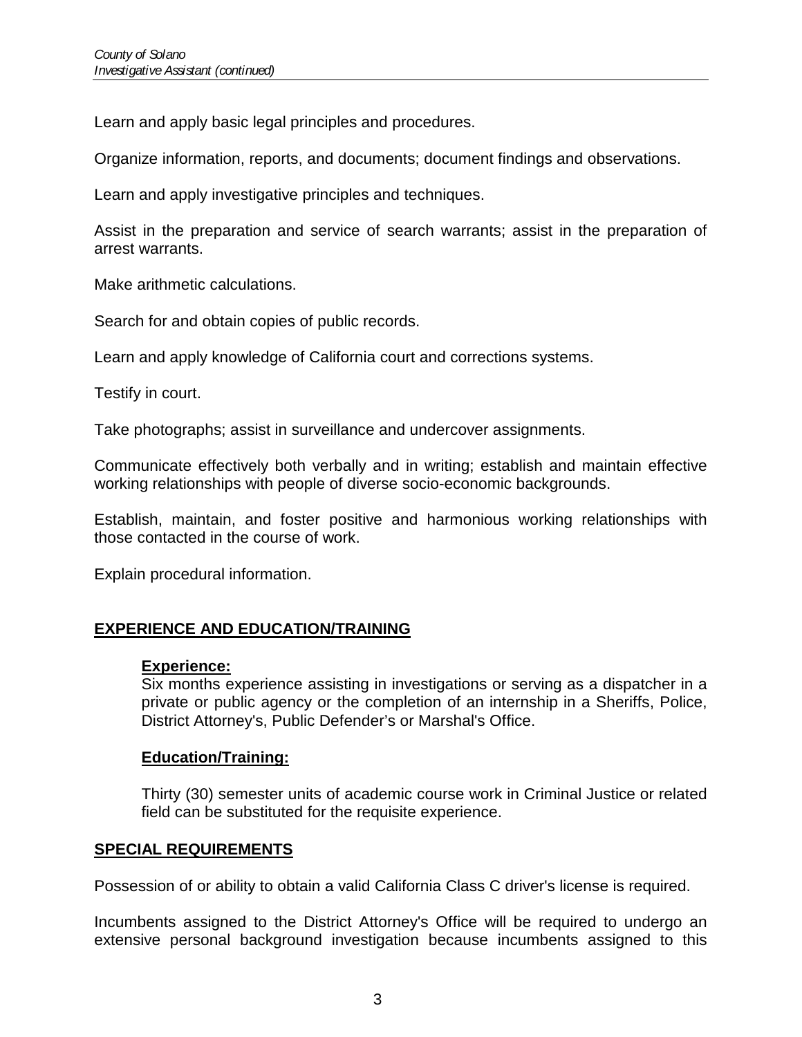Learn and apply basic legal principles and procedures.

Organize information, reports, and documents; document findings and observations.

Learn and apply investigative principles and techniques.

Assist in the preparation and service of search warrants; assist in the preparation of arrest warrants.

Make arithmetic calculations.

Search for and obtain copies of public records.

Learn and apply knowledge of California court and corrections systems.

Testify in court.

Take photographs; assist in surveillance and undercover assignments.

Communicate effectively both verbally and in writing; establish and maintain effective working relationships with people of diverse socio-economic backgrounds.

Establish, maintain, and foster positive and harmonious working relationships with those contacted in the course of work.

Explain procedural information.

## EXPERIENCE AND EDUCATION/TRAINING

### Experience:

Six months experience assisting in investigations or serving as a dispatcher in a private or public agency or the completion of an internship in a Sheriffs, Police, District Attorney's, Public Defender's or Marshal's Office.

### Education/Training:

Thirty (30) semester units of academic course work in Criminal Justice or related field can be substituted for the requisite experience.

## SPECIAL REQUIREMENTS

Possession of or ability to obtain a valid California Class C driver's license is required.

Incumbents assigned to the District Attorney's Office will be required to undergo an extensive personal background investigation because incumbents assigned to this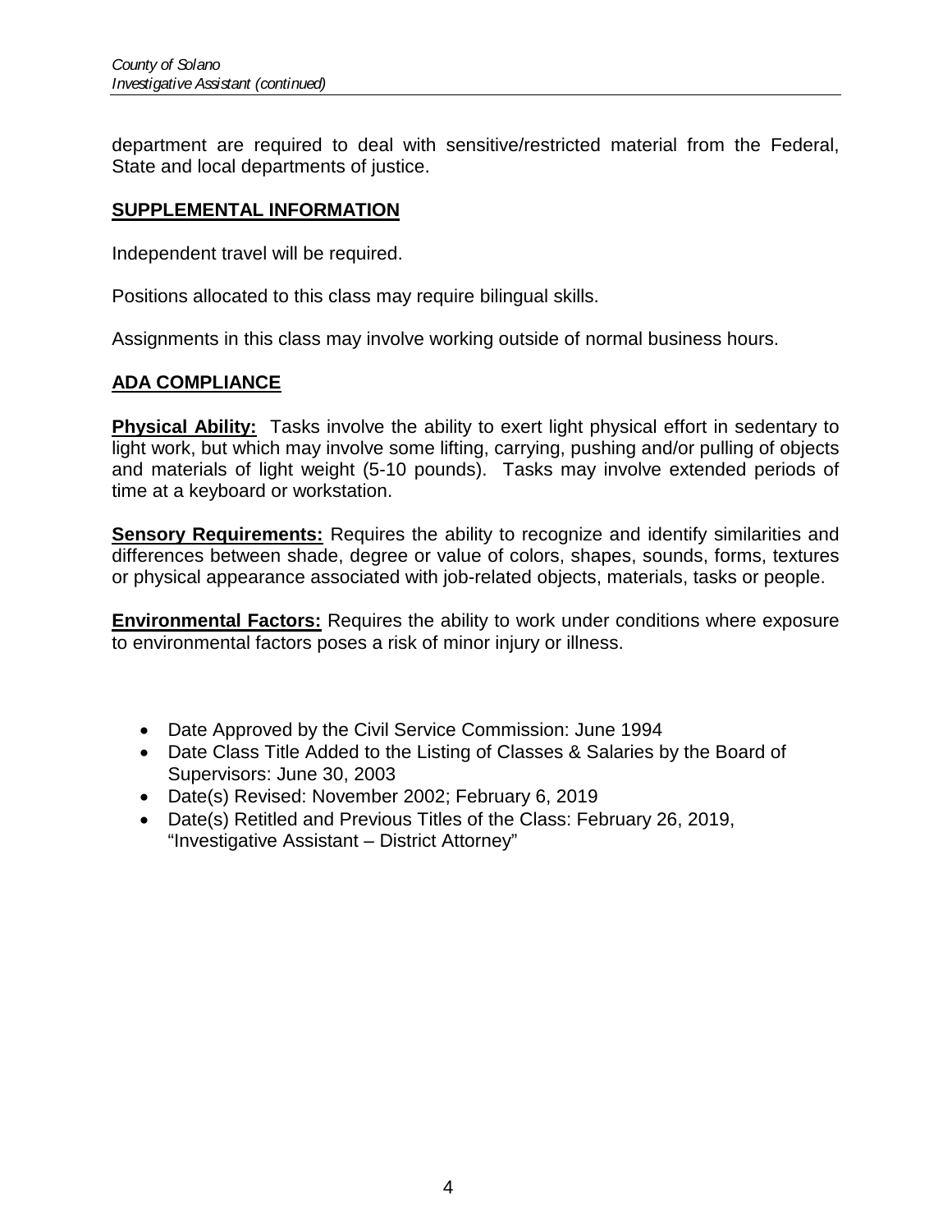department are required to deal with sensitive/restricted material from the Federal, State and local departments of justice.

## SUPPLEMENTAL INFORMATION

Independent travel will be required.

Positions allocated to this class may require bilingual skills.

Assignments in this class may involve working outside of normal business hours.

## ADA COMPLIANCE

**Physical Ability:** Tasks involve the ability to exert light physical effort in sedentary to light work, but which may involve some lifting, carrying, pushing and/or pulling of objects and materials of light weight (5-10 pounds). Tasks may involve extended periods of time at a keyboard or workstation.

**Sensory Requirements:** Requires the ability to recognize and identify similarities and differences between shade, degree or value of colors, shapes, sounds, forms, textures or physical appearance associated with job-related objects, materials, tasks or people.

**Environmental Factors:** Requires the ability to work under conditions where exposure to environmental factors poses a risk of minor injury or illness.

- Date Approved by the Civil Service Commission: June 1994
- Date Class Title Added to the Listing of Classes & Salaries by the Board of Supervisors: June 30, 2003
- Date(s) Revised: November 2002; February 6, 2019
- Date(s) Retitled and Previous Titles of the Class: February 26, 2019, "Investigative Assistant – District Attorney"